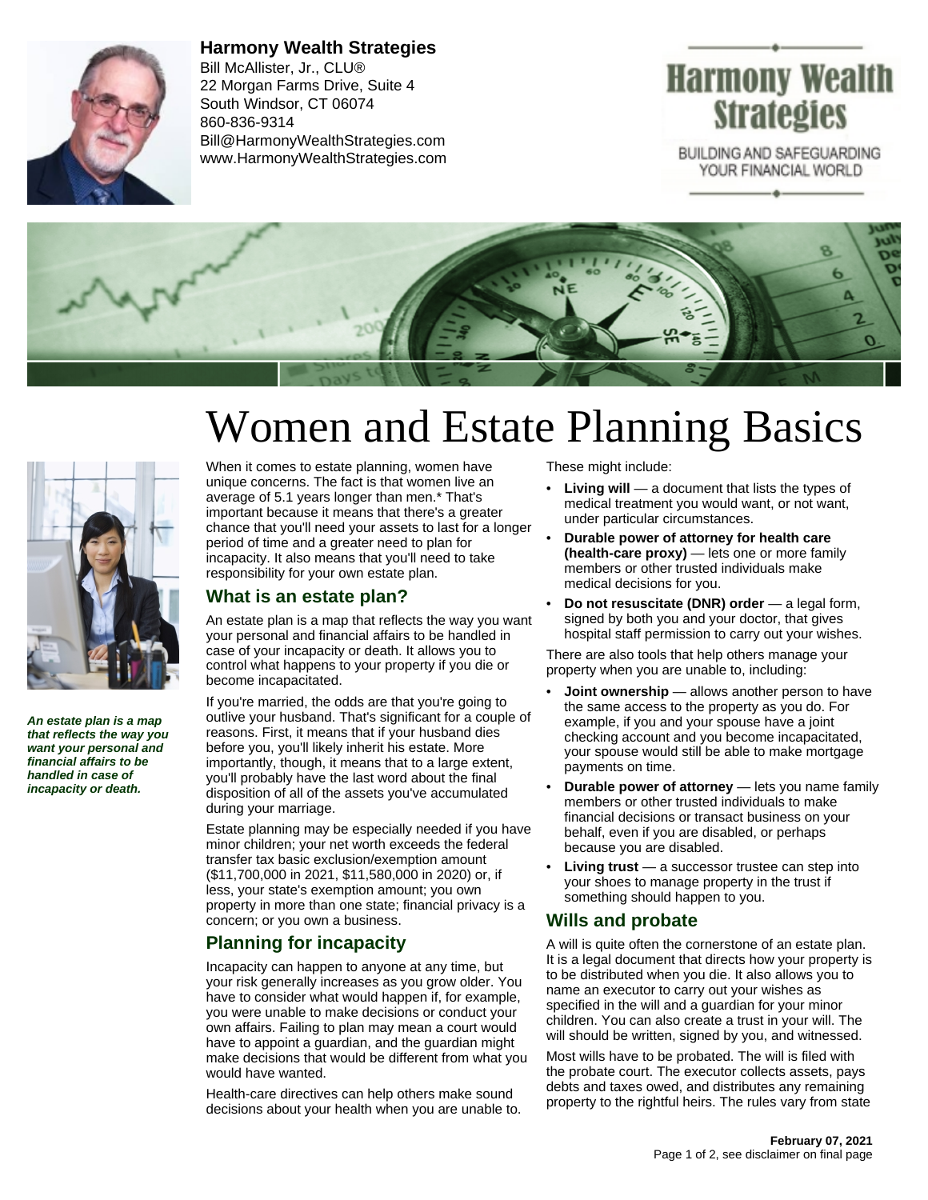**Harmony Wealth Strategies**
Bill McAllister, Jr., CLU®
22 Morgan Farms Drive, Suite 4
South Windsor, CT 06074
860-836-9314
Bill@HarmonyWealthStrategies.com
www.HarmonyWealthStrategies.com

Harmony Wealth Strategies
BUILDING AND SAFEGUARDING YOUR FINANCIAL WORLD

# Women and Estate Planning Basics

***An estate plan is a map that reflects the way you want your personal and financial affairs to be handled in case of incapacity or death.***

When it comes to estate planning, women have unique concerns. The fact is that women live an average of 5.1 years longer than men.* That's important because it means that there's a greater chance that you'll need your assets to last for a longer period of time and a greater need to plan for incapacity. It also means that you'll need to take responsibility for your own estate plan.

## What is an estate plan?

An estate plan is a map that reflects the way you want your personal and financial affairs to be handled in case of your incapacity or death. It allows you to control what happens to your property if you die or become incapacitated.

If you're married, the odds are that you're going to outlive your husband. That's significant for a couple of reasons. First, it means that if your husband dies before you, you'll likely inherit his estate. More importantly, though, it means that to a large extent, you'll probably have the last word about the final disposition of all of the assets you've accumulated during your marriage.

Estate planning may be especially needed if you have minor children; your net worth exceeds the federal transfer tax basic exclusion/exemption amount ($11,700,000 in 2021, $11,580,000 in 2020) or, if less, your state's exemption amount; you own property in more than one state; financial privacy is a concern; or you own a business.

## Planning for incapacity

Incapacity can happen to anyone at any time, but your risk generally increases as you grow older. You have to consider what would happen if, for example, you were unable to make decisions or conduct your own affairs. Failing to plan may mean a court would have to appoint a guardian, and the guardian might make decisions that would be different from what you would have wanted.

Health-care directives can help others make sound decisions about your health when you are unable to. These might include:

- **Living will** — a document that lists the types of medical treatment you would want, or not want, under particular circumstances.
- **Durable power of attorney for health care (health-care proxy)** — lets one or more family members or other trusted individuals make medical decisions for you.
- **Do not resuscitate (DNR) order** — a legal form, signed by both you and your doctor, that gives hospital staff permission to carry out your wishes.

There are also tools that help others manage your property when you are unable to, including:

- **Joint ownership** — allows another person to have the same access to the property as you do. For example, if you and your spouse have a joint checking account and you become incapacitated, your spouse would still be able to make mortgage payments on time.
- **Durable power of attorney** — lets you name family members or other trusted individuals to make financial decisions or transact business on your behalf, even if you are disabled, or perhaps because you are disabled.
- **Living trust** — a successor trustee can step into your shoes to manage property in the trust if something should happen to you.

## Wills and probate

A will is quite often the cornerstone of an estate plan. It is a legal document that directs how your property is to be distributed when you die. It also allows you to name an executor to carry out your wishes as specified in the will and a guardian for your minor children. You can also create a trust in your will. The will should be written, signed by you, and witnessed.

Most wills have to be probated. The will is filed with the probate court. The executor collects assets, pays debts and taxes owed, and distributes any remaining property to the rightful heirs. The rules vary from state

February 07, 2021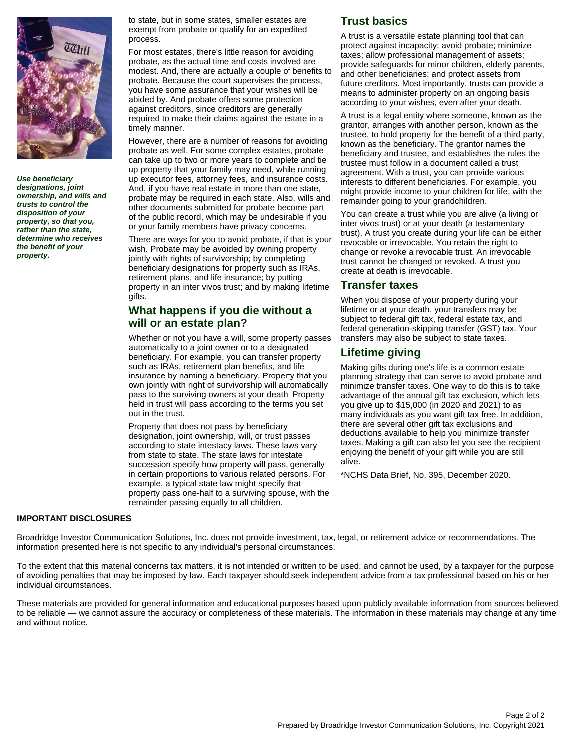*Use beneficiary designations, joint ownership, and wills and trusts to control the disposition of your property, so that you, rather than the state, determine who receives the benefit of your property.*

to state, but in some states, smaller estates are exempt from probate or qualify for an expedited process.

For most estates, there's little reason for avoiding probate, as the actual time and costs involved are modest. And, there are actually a couple of benefits to probate. Because the court supervises the process, you have some assurance that your wishes will be abided by. And probate offers some protection against creditors, since creditors are generally required to make their claims against the estate in a timely manner.

However, there are a number of reasons for avoiding probate as well. For some complex estates, probate can take up to two or more years to complete and tie up property that your family may need, while running up executor fees, attorney fees, and insurance costs. And, if you have real estate in more than one state, probate may be required in each state. Also, wills and other documents submitted for probate become part of the public record, which may be undesirable if you or your family members have privacy concerns.

There are ways for you to avoid probate, if that is your wish. Probate may be avoided by owning property jointly with rights of survivorship; by completing beneficiary designations for property such as IRAs, retirement plans, and life insurance; by putting property in an inter vivos trust; and by making lifetime gifts.

## What happens if you die without a will or an estate plan?

Whether or not you have a will, some property passes automatically to a joint owner or to a designated beneficiary. For example, you can transfer property such as IRAs, retirement plan benefits, and life insurance by naming a beneficiary. Property that you own jointly with right of survivorship will automatically pass to the surviving owners at your death. Property held in trust will pass according to the terms you set out in the trust.

Property that does not pass by beneficiary designation, joint ownership, will, or trust passes according to state intestacy laws. These laws vary from state to state. The state laws for intestate succession specify how property will pass, generally in certain proportions to various related persons. For example, a typical state law might specify that property pass one-half to a surviving spouse, with the remainder passing equally to all children.

## Trust basics

A trust is a versatile estate planning tool that can protect against incapacity; avoid probate; minimize taxes; allow professional management of assets; provide safeguards for minor children, elderly parents, and other beneficiaries; and protect assets from future creditors. Most importantly, trusts can provide a means to administer property on an ongoing basis according to your wishes, even after your death.

A trust is a legal entity where someone, known as the grantor, arranges with another person, known as the trustee, to hold property for the benefit of a third party, known as the beneficiary. The grantor names the beneficiary and trustee, and establishes the rules the trustee must follow in a document called a trust agreement. With a trust, you can provide various interests to different beneficiaries. For example, you might provide income to your children for life, with the remainder going to your grandchildren.

You can create a trust while you are alive (a living or inter vivos trust) or at your death (a testamentary trust). A trust you create during your life can be either revocable or irrevocable. You retain the right to change or revoke a revocable trust. An irrevocable trust cannot be changed or revoked. A trust you create at death is irrevocable.

## Transfer taxes

When you dispose of your property during your lifetime or at your death, your transfers may be subject to federal gift tax, federal estate tax, and federal generation-skipping transfer (GST) tax. Your transfers may also be subject to state taxes.

## Lifetime giving

Making gifts during one's life is a common estate planning strategy that can serve to avoid probate and minimize transfer taxes. One way to do this is to take advantage of the annual gift tax exclusion, which lets you give up to $15,000 (in 2020 and 2021) to as many individuals as you want gift tax free. In addition, there are several other gift tax exclusions and deductions available to help you minimize transfer taxes. Making a gift can also let you see the recipient enjoying the benefit of your gift while you are still alive.

*NCHS Data Brief, No. 395, December 2020.

**IMPORTANT DISCLOSURES**

Broadridge Investor Communication Solutions, Inc. does not provide investment, tax, legal, or retirement advice or recommendations. The information presented here is not specific to any individual's personal circumstances.

To the extent that this material concerns tax matters, it is not intended or written to be used, and cannot be used, by a taxpayer for the purpose of avoiding penalties that may be imposed by law. Each taxpayer should seek independent advice from a tax professional based on his or her individual circumstances.

These materials are provided for general information and educational purposes based upon publicly available information from sources believed to be reliable — we cannot assure the accuracy or completeness of these materials. The information in these materials may change at any time and without notice.

Prepared by Broadridge Investor Communication Solutions, Inc. Copyright 2021